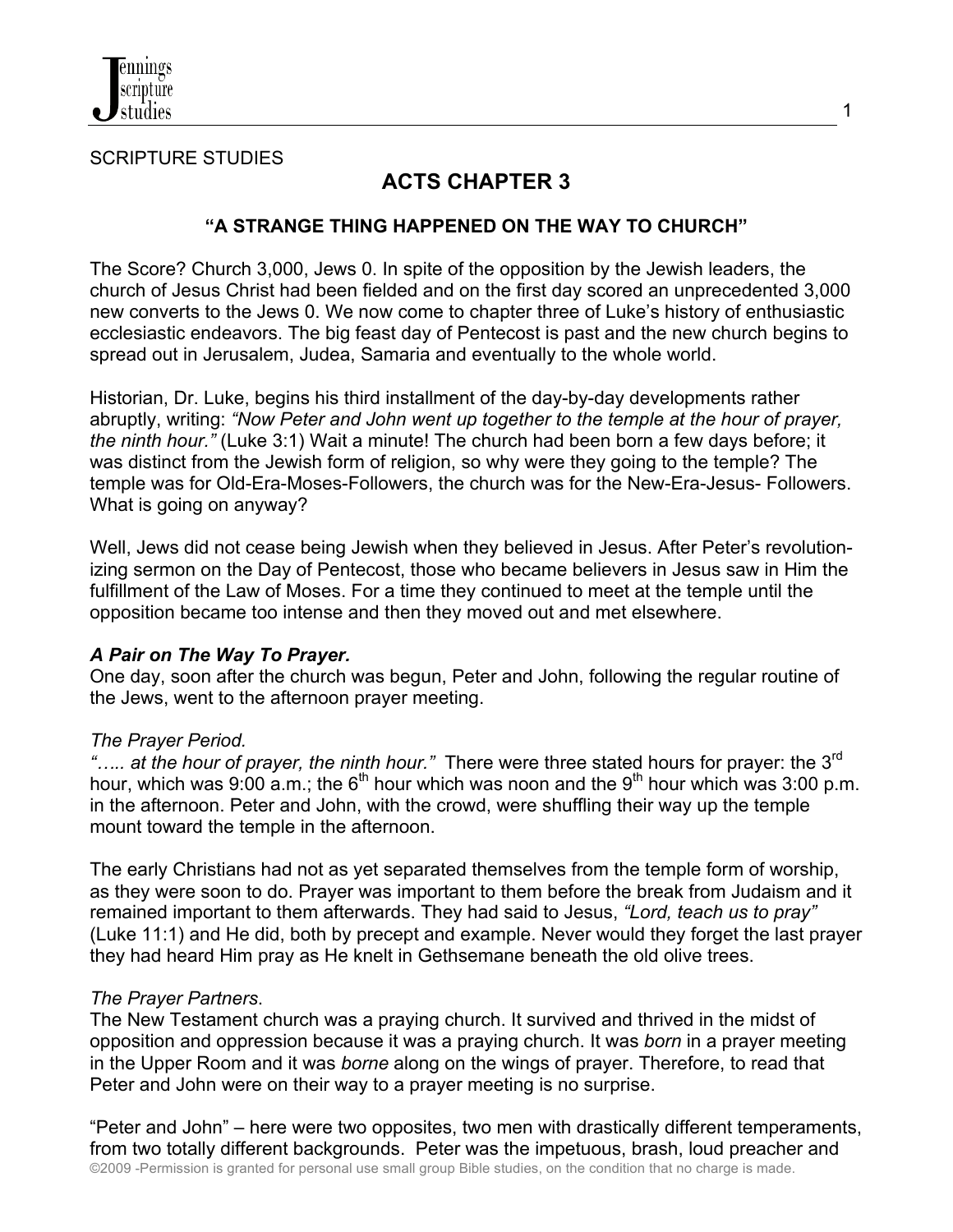SCRIPTURE STUDIES

# ACTS CHAPTER 3

## "A STRANGE THING HAPPENED ON THE WAY TO CHURCH"

The Score? Church 3,000, Jews 0. In spite of the opposition by the Jewish leaders, the church of Jesus Christ had been fielded and on the first day scored an unprecedented 3,000 new converts to the Jews 0. We now come to chapter three of Luke's history of enthusiastic ecclesiastic endeavors. The big feast day of Pentecost is past and the new church begins to spread out in Jerusalem, Judea, Samaria and eventually to the whole world.

Historian, Dr. Luke, begins his third installment of the day-by-day developments rather abruptly, writing: *"Now Peter and John went up together to the temple at the hour of prayer, the ninth hour."* (Luke 3:1) Wait a minute! The church had been born a few days before; it was distinct from the Jewish form of religion, so why were they going to the temple? The temple was for Old-Era-Moses-Followers, the church was for the New-Era-Jesus- Followers. What is going on anyway?

Well, Jews did not cease being Jewish when they believed in Jesus. After Peter's revolution-izing sermon on the Day of Pentecost, those who became believers in Jesus saw in Him the fulfillment of the Law of Moses. For a time they continued to meet at the temple until the opposition became too intense and then they moved out and met elsewhere.

***A Pair on The Way To Prayer.***

One day, soon after the church was begun, Peter and John, following the regular routine of the Jews, went to the afternoon prayer meeting.

*The Prayer Period.*

*"….. at the hour of prayer, the ninth hour."* There were three stated hours for prayer: the 3rd hour, which was 9:00 a.m.; the 6th hour which was noon and the 9th hour which was 3:00 p.m. in the afternoon. Peter and John, with the crowd, were shuffling their way up the temple mount toward the temple in the afternoon.

The early Christians had not as yet separated themselves from the temple form of worship, as they were soon to do. Prayer was important to them before the break from Judaism and it remained important to them afterwards. They had said to Jesus, *"Lord, teach us to pray"* (Luke 11:1) and He did, both by precept and example. Never would they forget the last prayer they had heard Him pray as He knelt in Gethsemane beneath the old olive trees.

*The Prayer Partners.*

The New Testament church was a praying church. It survived and thrived in the midst of opposition and oppression because it was a praying church. It was *born* in a prayer meeting in the Upper Room and it was *borne* along on the wings of prayer. Therefore, to read that Peter and John were on their way to a prayer meeting is no surprise.

"Peter and John" – here were two opposites, two men with drastically different temperaments, from two totally different backgrounds. Peter was the impetuous, brash, loud preacher and

©2009 -Permission is granted for personal use small group Bible studies, on the condition that no charge is made.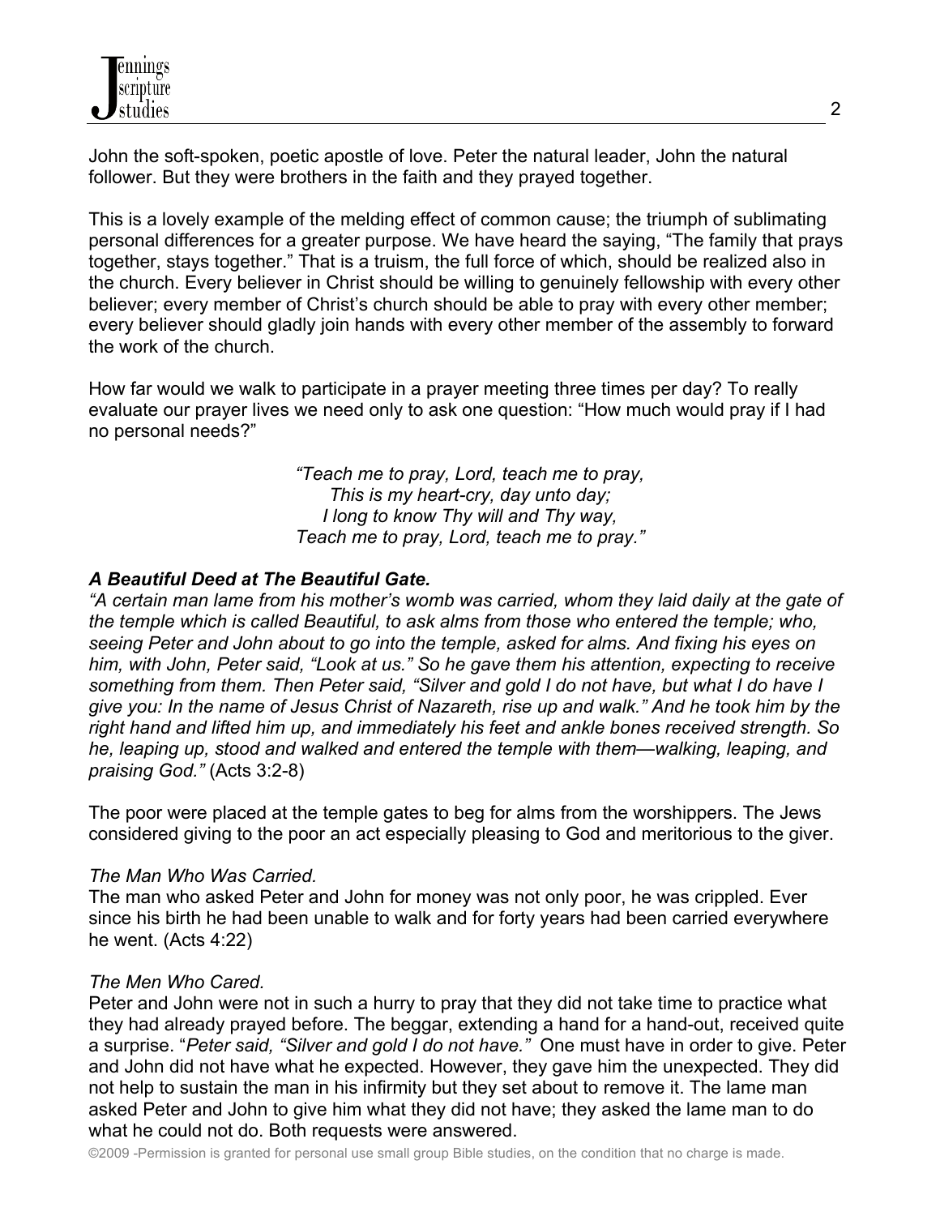John the soft-spoken, poetic apostle of love. Peter the natural leader, John the natural follower. But they were brothers in the faith and they prayed together.

This is a lovely example of the melding effect of common cause; the triumph of sublimating personal differences for a greater purpose. We have heard the saying, “The family that prays together, stays together.” That is a truism, the full force of which, should be realized also in the church. Every believer in Christ should be willing to genuinely fellowship with every other believer; every member of Christ’s church should be able to pray with every other member; every believer should gladly join hands with every other member of the assembly to forward the work of the church.

How far would we walk to participate in a prayer meeting three times per day? To really evaluate our prayer lives we need only to ask one question: “How much would pray if I had no personal needs?”

*“Teach me to pray, Lord, teach me to pray,*
*This is my heart-cry, day unto day;*
*I long to know Thy will and Thy way,*
*Teach me to pray, Lord, teach me to pray.”*

### *A Beautiful Deed at The Beautiful Gate.*

*“A certain man lame from his mother’s womb was carried, whom they laid daily at the gate of the temple which is called Beautiful, to ask alms from those who entered the temple; who, seeing Peter and John about to go into the temple, asked for alms. And fixing his eyes on him, with John, Peter said, “Look at us.” So he gave them his attention, expecting to receive something from them. Then Peter said, “Silver and gold I do not have, but what I do have I give you: In the name of Jesus Christ of Nazareth, rise up and walk.” And he took him by the right hand and lifted him up, and immediately his feet and ankle bones received strength. So he, leaping up, stood and walked and entered the temple with them—walking, leaping, and praising God.”* (Acts 3:2-8)

The poor were placed at the temple gates to beg for alms from the worshippers. The Jews considered giving to the poor an act especially pleasing to God and meritorious to the giver.

*The Man Who Was Carried.*

The man who asked Peter and John for money was not only poor, he was crippled. Ever since his birth he had been unable to walk and for forty years had been carried everywhere he went. (Acts 4:22)

*The Men Who Cared.*

Peter and John were not in such a hurry to pray that they did not take time to practice what they had already prayed before. The beggar, extending a hand for a hand-out, received quite a surprise. “*Peter said, “Silver and gold I do not have.”* One must have in order to give. Peter and John did not have what he expected. However, they gave him the unexpected. They did not help to sustain the man in his infirmity but they set about to remove it. The lame man asked Peter and John to give him what they did not have; they asked the lame man to do what he could not do. Both requests were answered.

©2009 -Permission is granted for personal use small group Bible studies, on the condition that no charge is made.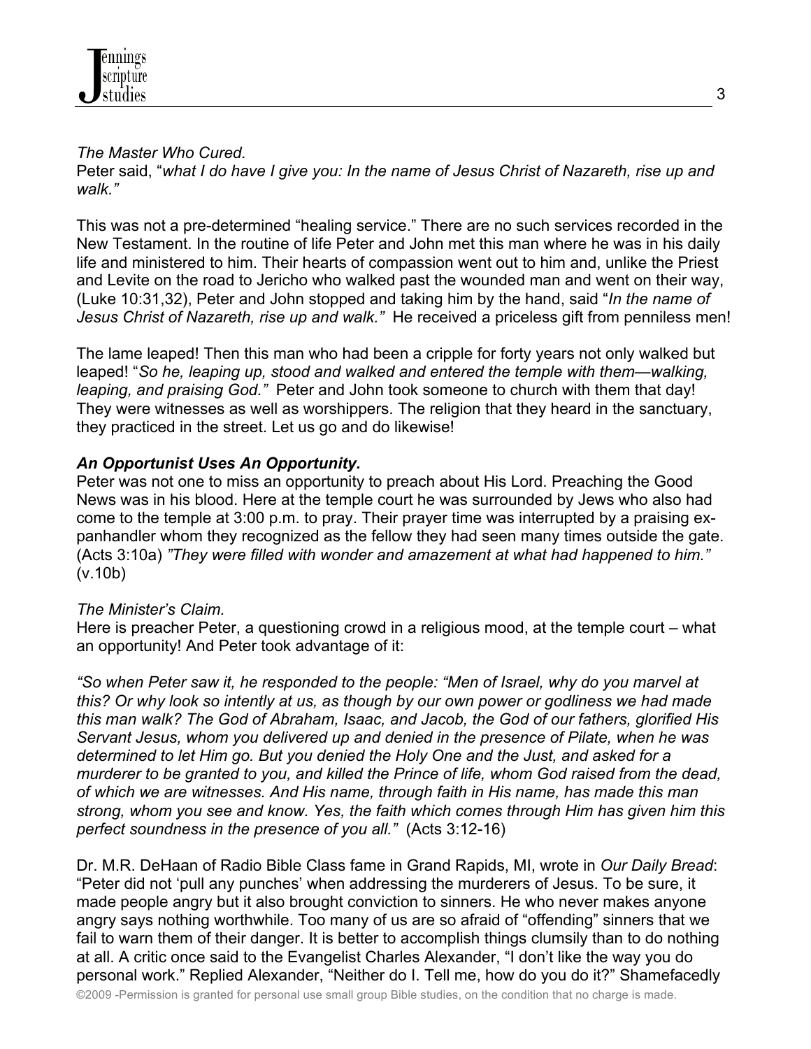*The Master Who Cured.*
Peter said, "*what I do have I give you: In the name of Jesus Christ of Nazareth, rise up and walk."*

This was not a pre-determined "healing service." There are no such services recorded in the New Testament. In the routine of life Peter and John met this man where he was in his daily life and ministered to him. Their hearts of compassion went out to him and, unlike the Priest and Levite on the road to Jericho who walked past the wounded man and went on their way, (Luke 10:31,32), Peter and John stopped and taking him by the hand, said "*In the name of Jesus Christ of Nazareth, rise up and walk."* He received a priceless gift from penniless men!

The lame leaped! Then this man who had been a cripple for forty years not only walked but leaped! "*So he, leaping up, stood and walked and entered the temple with them—walking, leaping, and praising God."* Peter and John took someone to church with them that day! They were witnesses as well as worshippers. The religion that they heard in the sanctuary, they practiced in the street. Let us go and do likewise!

***An Opportunist Uses An Opportunity.***
Peter was not one to miss an opportunity to preach about His Lord. Preaching the Good News was in his blood. Here at the temple court he was surrounded by Jews who also had come to the temple at 3:00 p.m. to pray. Their prayer time was interrupted by a praising ex-panhandler whom they recognized as the fellow they had seen many times outside the gate. (Acts 3:10a) *"They were filled with wonder and amazement at what had happened to him."* (v.10b)

*The Minister's Claim.*
Here is preacher Peter, a questioning crowd in a religious mood, at the temple court – what an opportunity! And Peter took advantage of it:

*"So when Peter saw it, he responded to the people: "Men of Israel, why do you marvel at this? Or why look so intently at us, as though by our own power or godliness we had made this man walk? The God of Abraham, Isaac, and Jacob, the God of our fathers, glorified His Servant Jesus, whom you delivered up and denied in the presence of Pilate, when he was determined to let Him go. But you denied the Holy One and the Just, and asked for a murderer to be granted to you, and killed the Prince of life, whom God raised from the dead, of which we are witnesses. And His name, through faith in His name, has made this man strong, whom you see and know. Yes, the faith which comes through Him has given him this perfect soundness in the presence of you all."* (Acts 3:12-16)

Dr. M.R. DeHaan of Radio Bible Class fame in Grand Rapids, MI, wrote in *Our Daily Bread*: "Peter did not 'pull any punches' when addressing the murderers of Jesus. To be sure, it made people angry but it also brought conviction to sinners. He who never makes anyone angry says nothing worthwhile. Too many of us are so afraid of "offending" sinners that we fail to warn them of their danger. It is better to accomplish things clumsily than to do nothing at all. A critic once said to the Evangelist Charles Alexander, "I don't like the way you do personal work." Replied Alexander, "Neither do I. Tell me, how do you do it?" Shamefacedly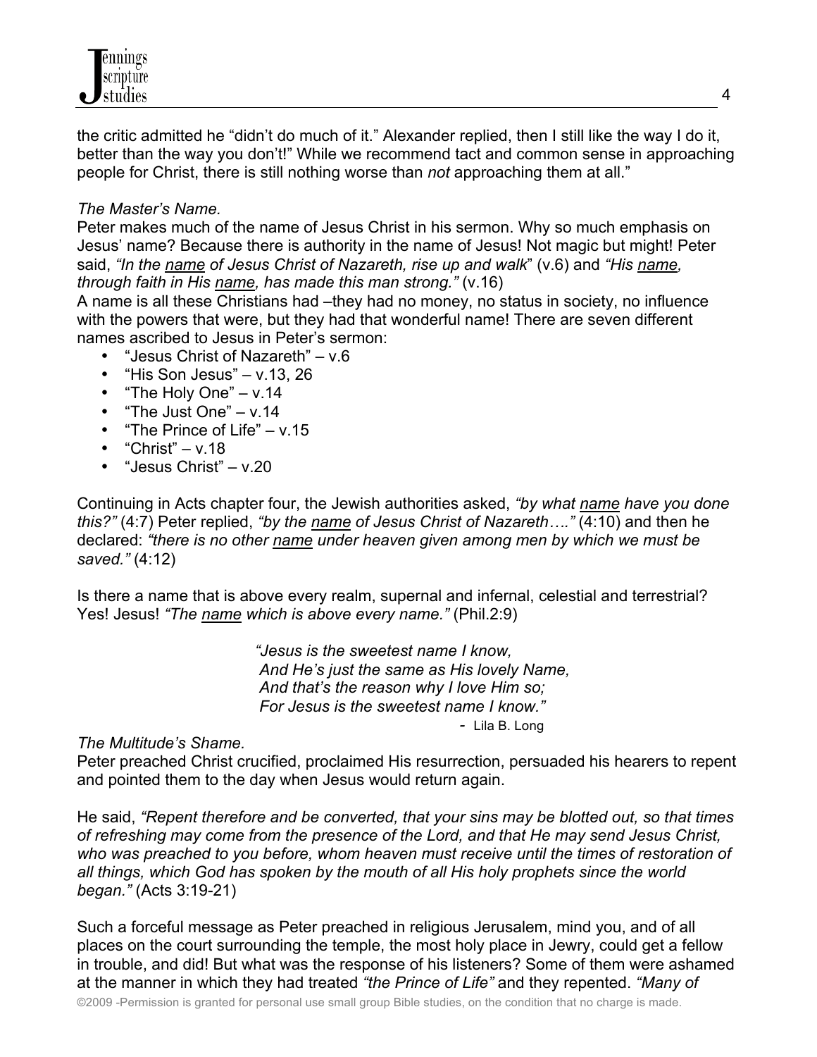the critic admitted he "didn't do much of it." Alexander replied, then I still like the way I do it, better than the way you don't!" While we recommend tact and common sense in approaching people for Christ, there is still nothing worse than *not* approaching them at all."

*The Master's Name.*

Peter makes much of the name of Jesus Christ in his sermon. Why so much emphasis on Jesus' name? Because there is authority in the name of Jesus! Not magic but might! Peter said, *"In the <u>name</u> of Jesus Christ of Nazareth, rise up and walk*" (v.6) and *"His <u>name</u>, through faith in His <u>name</u>, has made this man strong."* (v.16)

A name is all these Christians had –they had no money, no status in society, no influence with the powers that were, but they had that wonderful name! There are seven different names ascribed to Jesus in Peter's sermon:

- "Jesus Christ of Nazareth" – v.6
- "His Son Jesus" – v.13, 26
- "The Holy One" – v.14
- "The Just One" – v.14
- "The Prince of Life" – v.15
- "Christ" – v.18
- "Jesus Christ" – v.20

Continuing in Acts chapter four, the Jewish authorities asked, *"by what <u>name</u> have you done this?"* (4:7) Peter replied, *"by the <u>name</u> of Jesus Christ of Nazareth…."* (4:10) and then he declared: *"there is no other <u>name</u> under heaven given among men by which we must be saved."* (4:12)

Is there a name that is above every realm, supernal and infernal, celestial and terrestrial? Yes! Jesus! *"The <u>name</u> which is above every name."* (Phil.2:9)

> *"Jesus is the sweetest name I know,*
> *And He's just the same as His lovely Name,*
> *And that's the reason why I love Him so;*
> *For Jesus is the sweetest name I know."*
>
> \- Lila B. Long

*The Multitude's Shame.*

Peter preached Christ crucified, proclaimed His resurrection, persuaded his hearers to repent and pointed them to the day when Jesus would return again.

He said, *"Repent therefore and be converted, that your sins may be blotted out, so that times of refreshing may come from the presence of the Lord, and that He may send Jesus Christ, who was preached to you before, whom heaven must receive until the times of restoration of all things, which God has spoken by the mouth of all His holy prophets since the world began."* (Acts 3:19-21)

Such a forceful message as Peter preached in religious Jerusalem, mind you, and of all places on the court surrounding the temple, the most holy place in Jewry, could get a fellow in trouble, and did! But what was the response of his listeners? Some of them were ashamed at the manner in which they had treated *"the Prince of Life"* and they repented. *"Many of*

©2009 -Permission is granted for personal use small group Bible studies, on the condition that no charge is made.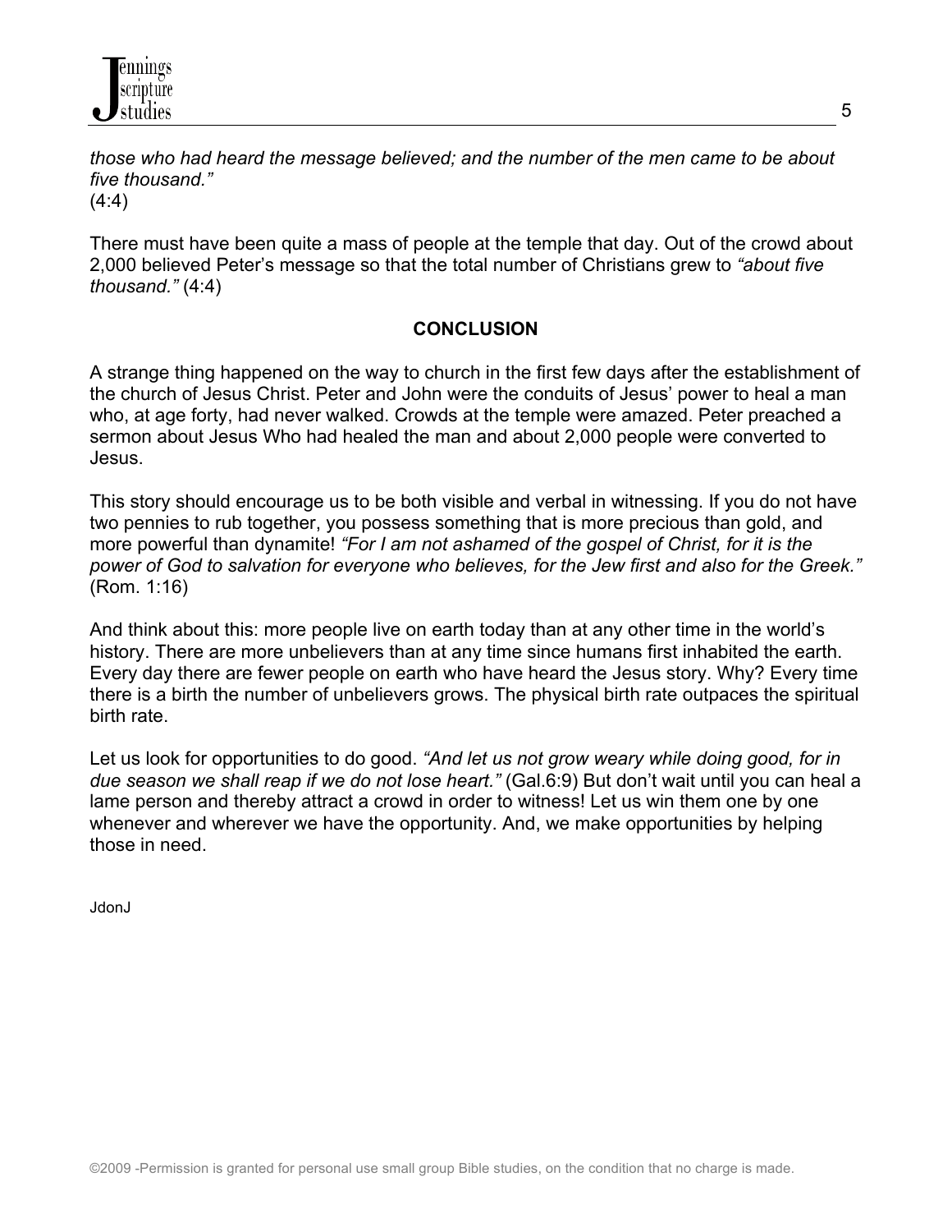*those who had heard the message believed; and the number of the men came to be about five thousand."*
(4:4)

There must have been quite a mass of people at the temple that day. Out of the crowd about 2,000 believed Peter's message so that the total number of Christians grew to *"about five thousand."* (4:4)

**CONCLUSION**

A strange thing happened on the way to church in the first few days after the establishment of the church of Jesus Christ. Peter and John were the conduits of Jesus' power to heal a man who, at age forty, had never walked. Crowds at the temple were amazed. Peter preached a sermon about Jesus Who had healed the man and about 2,000 people were converted to Jesus.

This story should encourage us to be both visible and verbal in witnessing. If you do not have two pennies to rub together, you possess something that is more precious than gold, and more powerful than dynamite! *"For I am not ashamed of the gospel of Christ, for it is the power of God to salvation for everyone who believes, for the Jew first and also for the Greek."* (Rom. 1:16)

And think about this: more people live on earth today than at any other time in the world's history. There are more unbelievers than at any time since humans first inhabited the earth. Every day there are fewer people on earth who have heard the Jesus story. Why? Every time there is a birth the number of unbelievers grows. The physical birth rate outpaces the spiritual birth rate.

Let us look for opportunities to do good. *"And let us not grow weary while doing good, for in due season we shall reap if we do not lose heart."* (Gal.6:9) But don't wait until you can heal a lame person and thereby attract a crowd in order to witness! Let us win them one by one whenever and wherever we have the opportunity. And, we make opportunities by helping those in need.

JdonJ

©2009 -Permission is granted for personal use small group Bible studies, on the condition that no charge is made.